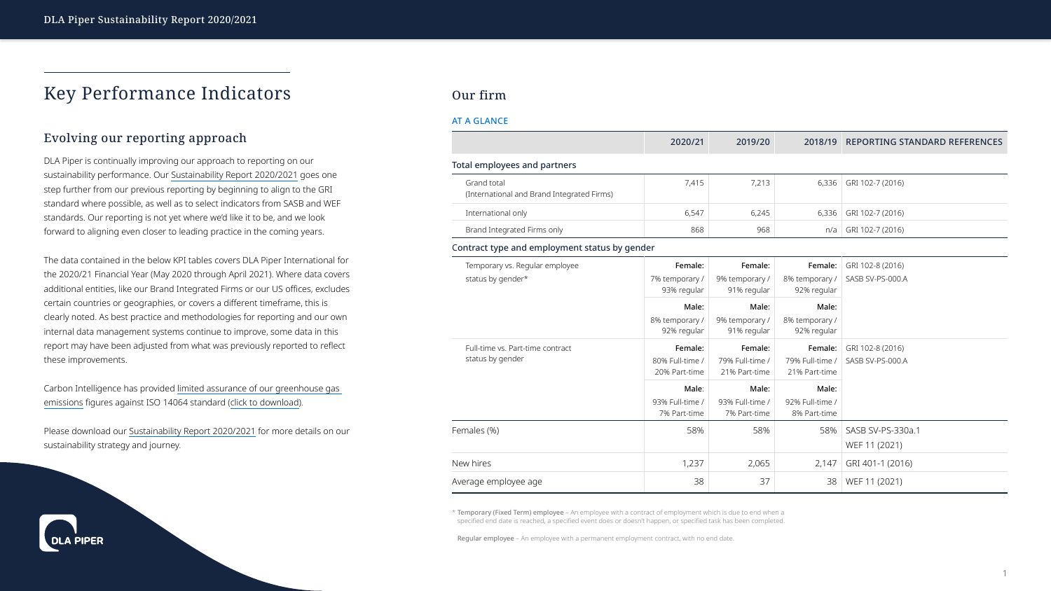# Key Performance Indicators

## Evolving our reporting approach

DLA Piper is continually improving our approach to reporting on our sustainability performance. Our Sustainability Report 2020/2021 goes one step further from our previous reporting by beginning to align to the GRI standard where possible, as well as to select indicators from SASB and WEF standards. Our reporting is not yet where we'd like it to be, and we look forward to aligning even closer to leading practice in the coming years.

The data contained in the below KPI tables covers DLA Piper International for the 2020/21 Financial Year (May 2020 through April 2021). Where data covers additional entities, like our Brand Integrated Firms or our US offices, excludes certain countries or geographies, or covers a different timeframe, this is clearly noted. As best practice and methodologies for reporting and our own internal data management systems continue to improve, some data in this report may have been adjusted from what was previously reported to reflect these improvements.

Carbon Intelligence has provided limited assurance of our greenhouse gas emissions figures against ISO 14064 standard (click to download).

Please download our Sustainability Report 2020/2021 for more details on our sustainability strategy and journey.

## Our firm

### AT A GLANCE

| | 2020/21 | 2019/20 | 2018/19 | REPORTING STANDARD REFERENCES |
|---|---|---|---|---|
| **Total employees and partners** | | | | |
| Grand total (International and Brand Integrated Firms) | 7,415 | 7,213 | 6,336 | GRI 102-7 (2016) |
| International only | 6,547 | 6,245 | 6,336 | GRI 102-7 (2016) |
| Brand Integrated Firms only | 868 | 968 | n/a | GRI 102-7 (2016) |
| **Contract type and employment status by gender** | | | | |
| Temporary vs. Regular employee status by gender* | **Female:** 7% temporary / 93% regular | **Female:** 9% temporary / 91% regular | **Female:** 8% temporary / 92% regular | GRI 102-8 (2016) SASB SV-PS-000.A |
| | **Male:** 8% temporary / 92% regular | **Male:** 9% temporary / 91% regular | **Male:** 8% temporary / 92% regular | |
| Full-time vs. Part-time contract status by gender | **Female:** 80% Full-time / 20% Part-time | **Female:** 79% Full-time / 21% Part-time | **Female:** 79% Full-time / 21% Part-time | GRI 102-8 (2016) SASB SV-PS-000.A |
| | **Male:** 93% Full-time / 7% Part-time | **Male:** 93% Full-time / 7% Part-time | **Male:** 92% Full-time / 8% Part-time | |
| Females (%) | 58% | 58% | 58% | SASB SV-PS-330a.1 WEF 11 (2021) |
| New hires | 1,237 | 2,065 | 2,147 | GRI 401-1 (2016) |
| Average employee age | 38 | 37 | 38 | WEF 11 (2021) |

\* **Temporary (Fixed Term) employee** – An employee with a contract of employment which is due to end when a specified end date is reached, a specified event does or doesn't happen, or specified task has been completed.

**Regular employee** – An employee with a permanent employment contract, with no end date.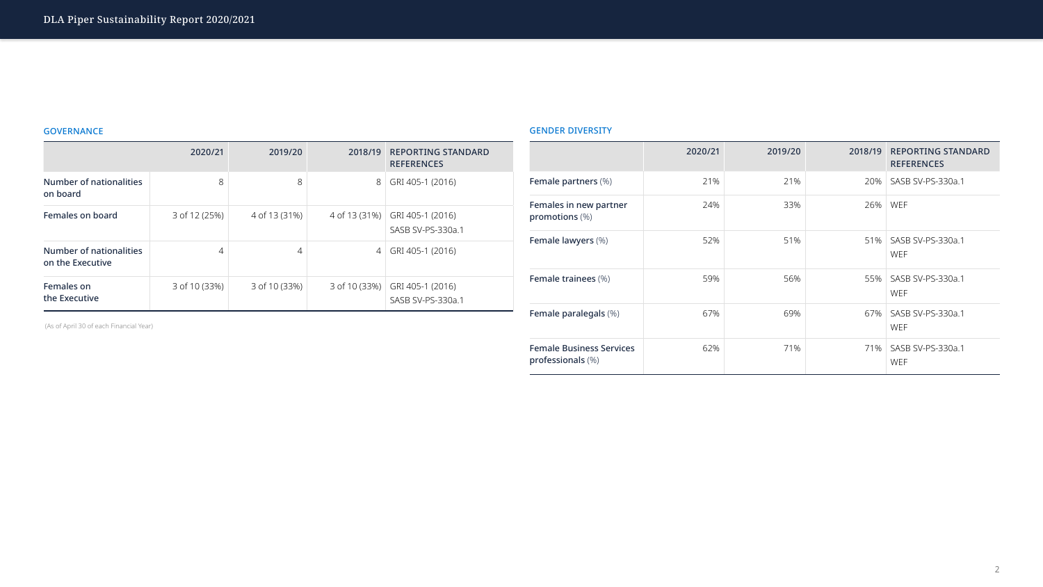## GOVERNANCE

| | 2020/21 | 2019/20 | 2018/19 | REPORTING STANDARD REFERENCES |
|---|---|---|---|---|
| Number of nationalities on board | 8 | 8 | 8 | GRI 405-1 (2016) |
| Females on board | 3 of 12 (25%) | 4 of 13 (31%) | 4 of 13 (31%) | GRI 405-1 (2016)<br>SASB SV-PS-330a.1 |
| Number of nationalities on the Executive | 4 | 4 | 4 | GRI 405-1 (2016) |
| Females on the Executive | 3 of 10 (33%) | 3 of 10 (33%) | 3 of 10 (33%) | GRI 405-1 (2016)<br>SASB SV-PS-330a.1 |

(As of April 30 of each Financial Year)

## GENDER DIVERSITY

| | 2020/21 | 2019/20 | 2018/19 | REPORTING STANDARD REFERENCES |
|---|---|---|---|---|
| Female partners (%) | 21% | 21% | 20% | SASB SV-PS-330a.1 |
| Females in new partner promotions (%) | 24% | 33% | 26% | WEF |
| Female lawyers (%) | 52% | 51% | 51% | SASB SV-PS-330a.1<br>WEF |
| Female trainees (%) | 59% | 56% | 55% | SASB SV-PS-330a.1<br>WEF |
| Female paralegals (%) | 67% | 69% | 67% | SASB SV-PS-330a.1<br>WEF |
| Female Business Services professionals (%) | 62% | 71% | 71% | SASB SV-PS-330a.1<br>WEF |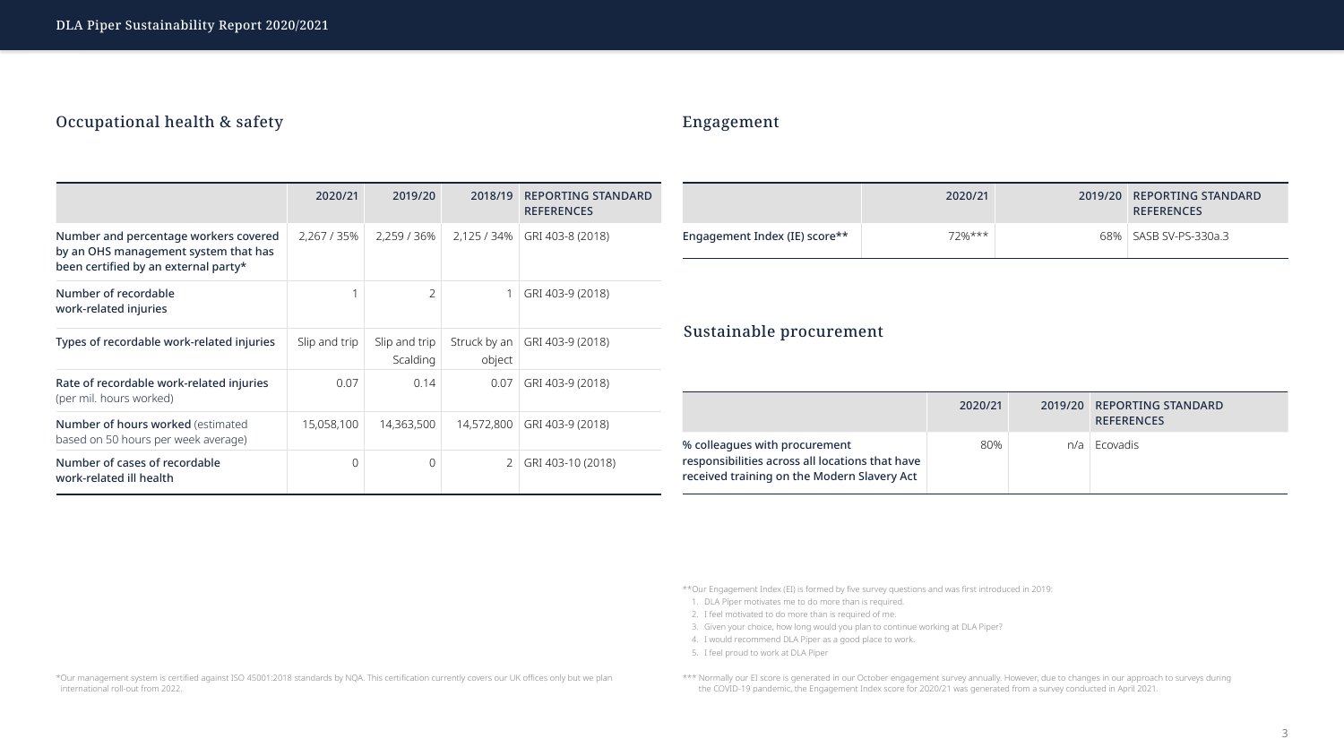## Occupational health & safety

| | 2020/21 | 2019/20 | 2018/19 | REPORTING STANDARD REFERENCES |
|---|---|---|---|---|
| Number and percentage workers covered by an OHS management system that has been certified by an external party* | 2,267 / 35% | 2,259 / 36% | 2,125 / 34% | GRI 403-8 (2018) |
| Number of recordable work-related injuries | 1 | 2 | 1 | GRI 403-9 (2018) |
| Types of recordable work-related injuries | Slip and trip | Slip and trip Scalding | Struck by an object | GRI 403-9 (2018) |
| Rate of recordable work-related injuries (per mil. hours worked) | 0.07 | 0.14 | 0.07 | GRI 403-9 (2018) |
| Number of hours worked (estimated based on 50 hours per week average) | 15,058,100 | 14,363,500 | 14,572,800 | GRI 403-9 (2018) |
| Number of cases of recordable work-related ill health | 0 | 0 | 2 | GRI 403-10 (2018) |

*Our management system is certified against ISO 45001:2018 standards by NQA. This certification currently covers our UK offices only but we plan international roll-out from 2022.

## Engagement

| | 2020/21 | 2019/20 | REPORTING STANDARD REFERENCES |
|---|---|---|---|
| Engagement Index (IE) score** | 72%*** | 68% | SASB SV-PS-330a.3 |

## Sustainable procurement

| | 2020/21 | 2019/20 | REPORTING STANDARD REFERENCES |
|---|---|---|---|
| % colleagues with procurement responsibilities across all locations that have received training on the Modern Slavery Act | 80% | n/a | Ecovadis |

**Our Engagement Index (EI) is formed by five survey questions and was first introduced in 2019:

1. DLA Piper motivates me to do more than is required.
2. I feel motivated to do more than is required of me.
3. Given your choice, how long would you plan to continue working at DLA Piper?
4. I would recommend DLA Piper as a good place to work.
5. I feel proud to work at DLA Piper

*** Normally our EI score is generated in our October engagement survey annually. However, due to changes in our approach to surveys during the COVID-19 pandemic, the Engagement Index score for 2020/21 was generated from a survey conducted in April 2021.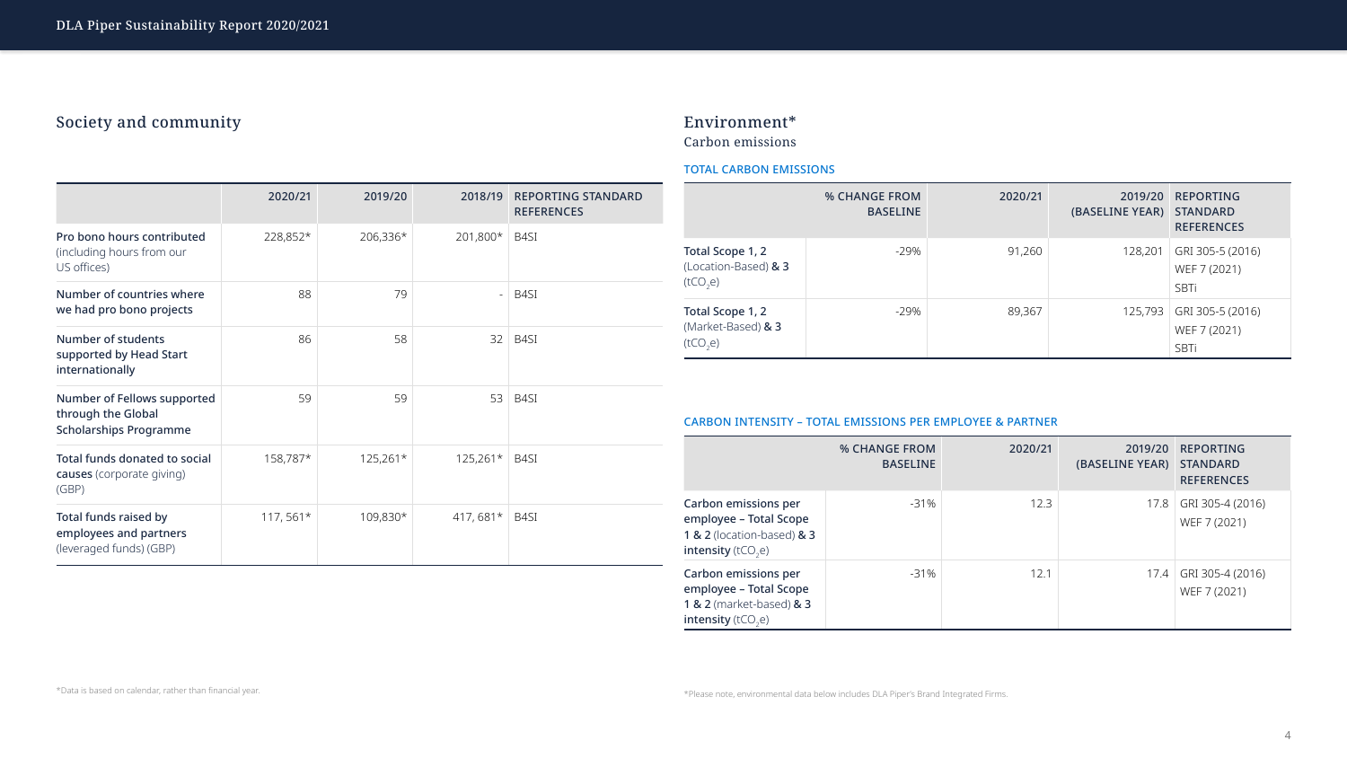## Society and community

| | 2020/21 | 2019/20 | 2018/19 | REPORTING STANDARD REFERENCES |
|---|---|---|---|---|
| Pro bono hours contributed (including hours from our US offices) | 228,852* | 206,336* | 201,800* | B4SI |
| Number of countries where we had pro bono projects | 88 | 79 | - | B4SI |
| Number of students supported by Head Start internationally | 86 | 58 | 32 | B4SI |
| Number of Fellows supported through the Global Scholarships Programme | 59 | 59 | 53 | B4SI |
| Total funds donated to social causes (corporate giving) (GBP) | 158,787* | 125,261* | 125,261* | B4SI |
| Total funds raised by employees and partners (leveraged funds) (GBP) | 117, 561* | 109,830* | 417, 681* | B4SI |

*Data is based on calendar, rather than financial year.

## Environment*

### Carbon emissions

TOTAL CARBON EMISSIONS

| | % CHANGE FROM BASELINE | 2020/21 | 2019/20 (BASELINE YEAR) | REPORTING STANDARD REFERENCES |
|---|---|---|---|---|
| **Total Scope 1, 2** (Location-Based) **& 3** ($tCO_2e$) | -29% | 91,260 | 128,201 | GRI 305-5 (2016) WEF 7 (2021) SBTi |
| **Total Scope 1, 2** (Market-Based) **& 3** ($tCO_2e$) | -29% | 89,367 | 125,793 | GRI 305-5 (2016) WEF 7 (2021) SBTi |

CARBON INTENSITY – TOTAL EMISSIONS PER EMPLOYEE & PARTNER

| | % CHANGE FROM BASELINE | 2020/21 | 2019/20 (BASELINE YEAR) | REPORTING STANDARD REFERENCES |
|---|---|---|---|---|
| **Carbon emissions per employee – Total Scope 1 & 2** (location-based) **& 3 intensity** ($tCO_2e$) | -31% | 12.3 | 17.8 | GRI 305-4 (2016) WEF 7 (2021) |
| **Carbon emissions per employee – Total Scope 1 & 2** (market-based) **& 3 intensity** ($tCO_2e$) | -31% | 12.1 | 17.4 | GRI 305-4 (2016) WEF 7 (2021) |

*Please note, environmental data below includes DLA Piper's Brand Integrated Firms.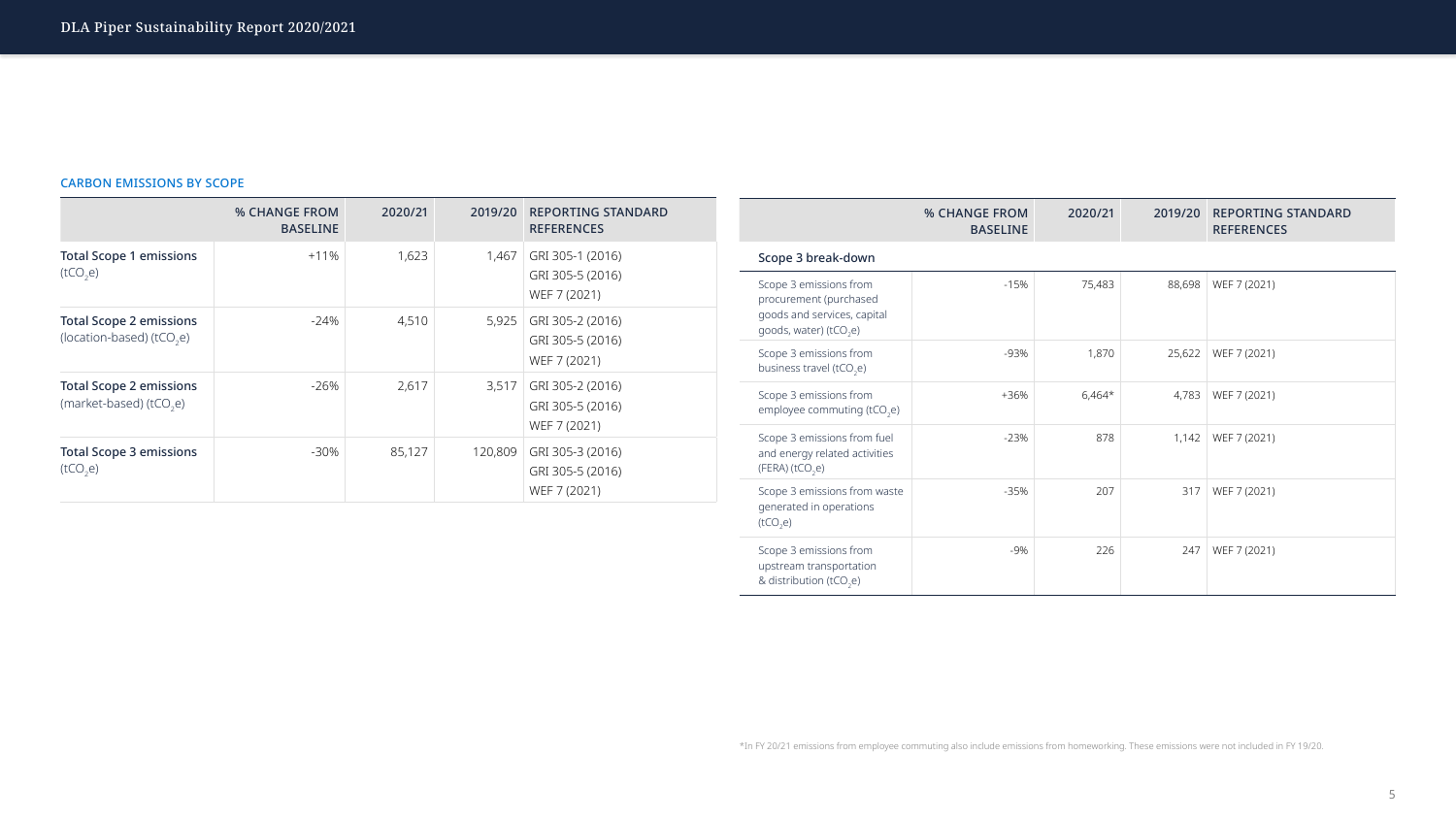CARBON EMISSIONS BY SCOPE

| | % CHANGE FROM BASELINE | 2020/21 | 2019/20 | REPORTING STANDARD REFERENCES |
|---|---|---|---|---|
| **Total Scope 1 emissions** ($tCO_2e$) | +11% | 1,623 | 1,467 | GRI 305-1 (2016) GRI 305-5 (2016) WEF 7 (2021) |
| **Total Scope 2 emissions** (location-based) ($tCO_2e$) | -24% | 4,510 | 5,925 | GRI 305-2 (2016) GRI 305-5 (2016) WEF 7 (2021) |
| **Total Scope 2 emissions** (market-based) ($tCO_2e$) | -26% | 2,617 | 3,517 | GRI 305-2 (2016) GRI 305-5 (2016) WEF 7 (2021) |
| **Total Scope 3 emissions** ($tCO_2e$) | -30% | 85,127 | 120,809 | GRI 305-3 (2016) GRI 305-5 (2016) WEF 7 (2021) |

| | % CHANGE FROM BASELINE | 2020/21 | 2019/20 | REPORTING STANDARD REFERENCES |
|---|---|---|---|---|
| Scope 3 break-down | | | | |
| Scope 3 emissions from procurement (purchased goods and services, capital goods, water) ($tCO_2e$) | -15% | 75,483 | 88,698 | WEF 7 (2021) |
| Scope 3 emissions from business travel ($tCO_2e$) | -93% | 1,870 | 25,622 | WEF 7 (2021) |
| Scope 3 emissions from employee commuting ($tCO_2e$) | +36% | 6,464* | 4,783 | WEF 7 (2021) |
| Scope 3 emissions from fuel and energy related activities (FERA) ($tCO_2e$) | -23% | 878 | 1,142 | WEF 7 (2021) |
| Scope 3 emissions from waste generated in operations ($tCO_2e$) | -35% | 207 | 317 | WEF 7 (2021) |
| Scope 3 emissions from upstream transportation & distribution ($tCO_2e$) | -9% | 226 | 247 | WEF 7 (2021) |

*In FY 20/21 emissions from employee commuting also include emissions from homeworking. These emissions were not included in FY 19/20.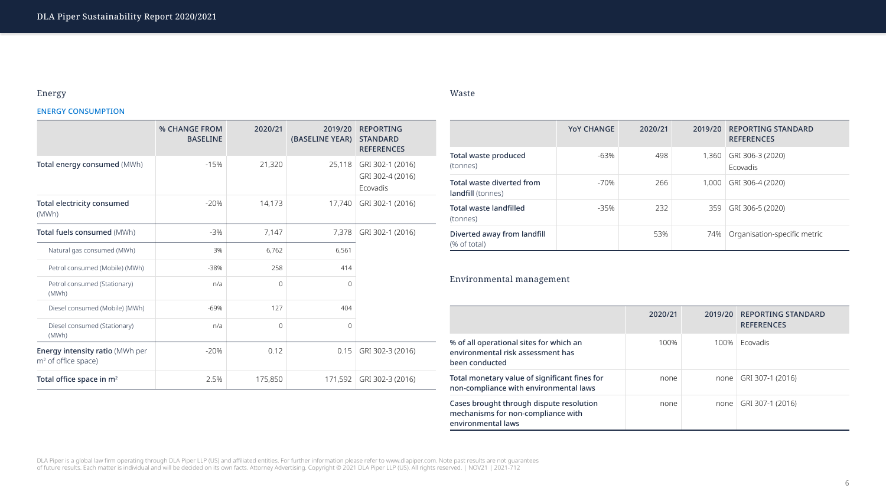## Energy

### ENERGY CONSUMPTION

| | % CHANGE FROM BASELINE | 2020/21 | 2019/20 (BASELINE YEAR) | REPORTING STANDARD REFERENCES |
|---|---|---|---|---|
| **Total energy consumed** (MWh) | -15% | 21,320 | 25,118 | GRI 302-1 (2016) GRI 302-4 (2016) Ecovadis |
| **Total electricity consumed** (MWh) | -20% | 14,173 | 17,740 | GRI 302-1 (2016) |
| **Total fuels consumed** (MWh) | -3% | 7,147 | 7,378 | GRI 302-1 (2016) |
| Natural gas consumed (MWh) | 3% | 6,762 | 6,561 | |
| Petrol consumed (Mobile) (MWh) | -38% | 258 | 414 | |
| Petrol consumed (Stationary) (MWh) | n/a | 0 | 0 | |
| Diesel consumed (Mobile) (MWh) | -69% | 127 | 404 | |
| Diesel consumed (Stationary) (MWh) | n/a | 0 | 0 | |
| **Energy intensity ratio** (MWh per $m^2$ of office space) | -20% | 0.12 | 0.15 | GRI 302-3 (2016) |
| **Total office space in $m^2$** | 2.5% | 175,850 | 171,592 | GRI 302-3 (2016) |

## Waste

| | YoY CHANGE | 2020/21 | 2019/20 | REPORTING STANDARD REFERENCES |
|---|---|---|---|---|
| **Total waste produced** (tonnes) | -63% | 498 | 1,360 | GRI 306-3 (2020) Ecovadis |
| **Total waste diverted from landfill** (tonnes) | -70% | 266 | 1,000 | GRI 306-4 (2020) |
| **Total waste landfilled** (tonnes) | -35% | 232 | 359 | GRI 306-5 (2020) |
| **Diverted away from landfill** (% of total) | | 53% | 74% | Organisation-specific metric |

## Environmental management

| | 2020/21 | 2019/20 | REPORTING STANDARD REFERENCES |
|---|---|---|---|
| % of all operational sites for which an environmental risk assessment has been conducted | 100% | 100% | Ecovadis |
| Total monetary value of significant fines for non-compliance with environmental laws | none | none | GRI 307-1 (2016) |
| Cases brought through dispute resolution mechanisms for non-compliance with environmental laws | none | none | GRI 307-1 (2016) |

DLA Piper is a global law firm operating through DLA Piper LLP (US) and affiliated entities. For further information please refer to www.dlapiper.com. Note past results are not guarantees of future results. Each matter is individual and will be decided on its own facts. Attorney Advertising. Copyright © 2021 DLA Piper LLP (US). All rights reserved. | NOV21 | 2021-712